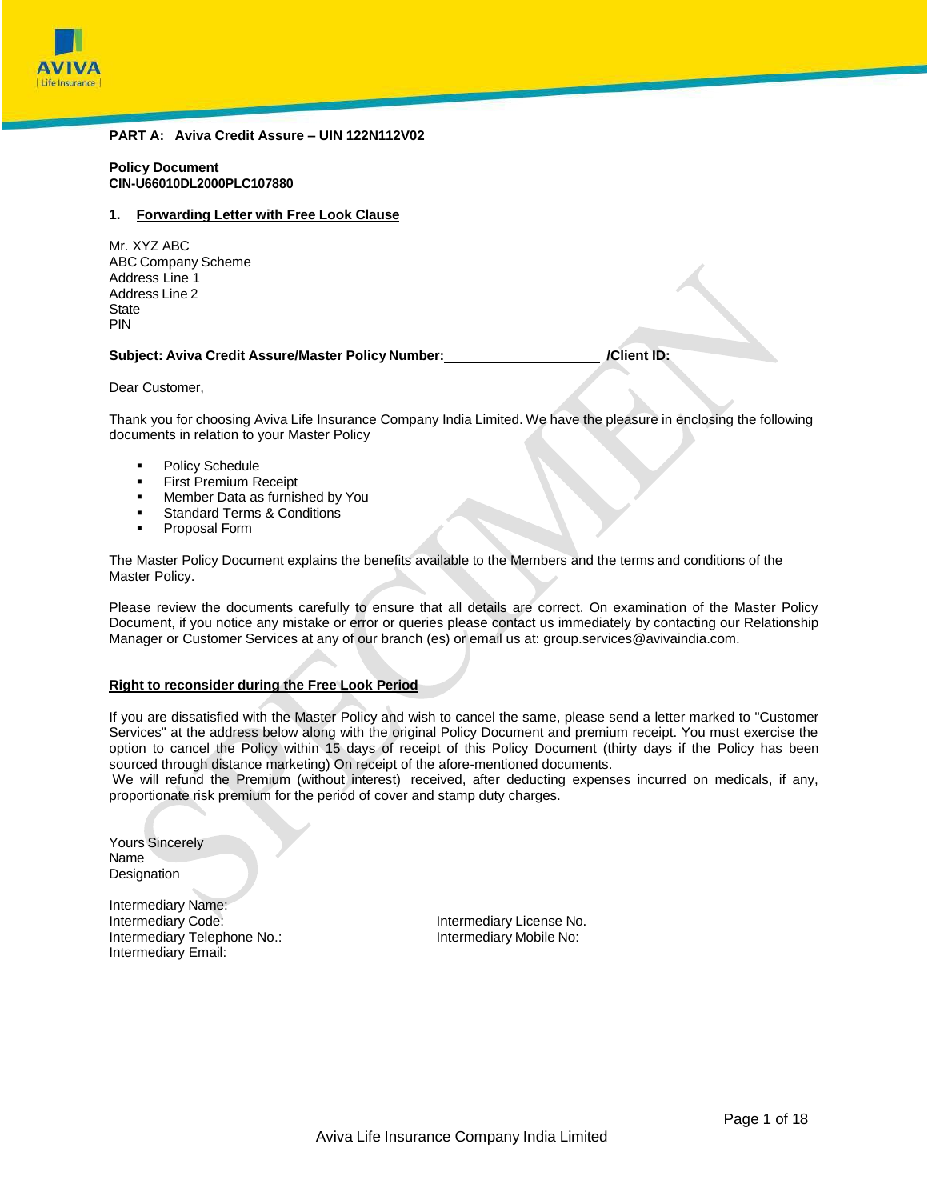**PART A: Aviva Credit Assure – UIN 122N112V02**

**Policy Document**
**CIN-U66010DL2000PLC107880**

## 1. Forwarding Letter with Free Look Clause

Mr. XYZ ABC
ABC Company Scheme
Address Line 1
Address Line 2
State
PIN

**Subject: Aviva Credit Assure/Master Policy Number:\_\_\_\_\_\_\_\_\_\_\_\_\_\_\_\_\_\_\_\_ /Client ID:**

Dear Customer,

Thank you for choosing Aviva Life Insurance Company India Limited. We have the pleasure in enclosing the following documents in relation to your Master Policy

- Policy Schedule
- First Premium Receipt
- Member Data as furnished by You
- Standard Terms & Conditions
- Proposal Form

The Master Policy Document explains the benefits available to the Members and the terms and conditions of the Master Policy.

Please review the documents carefully to ensure that all details are correct. On examination of the Master Policy Document, if you notice any mistake or error or queries please contact us immediately by contacting our Relationship Manager or Customer Services at any of our branch (es) or email us at: group.services@avivaindia.com.

**Right to reconsider during the Free Look Period**

If you are dissatisfied with the Master Policy and wish to cancel the same, please send a letter marked to "Customer Services" at the address below along with the original Policy Document and premium receipt. You must exercise the option to cancel the Policy within 15 days of receipt of this Policy Document (thirty days if the Policy has been sourced through distance marketing) On receipt of the afore-mentioned documents.
We will refund the Premium (without interest) received, after deducting expenses incurred on medicals, if any, proportionate risk premium for the period of cover and stamp duty charges.

Yours Sincerely
Name
Designation

Intermediary Name:
Intermediary Code:
Intermediary License No.
Intermediary Telephone No.:
Intermediary Mobile No:
Intermediary Email:

Aviva Life Insurance Company India Limited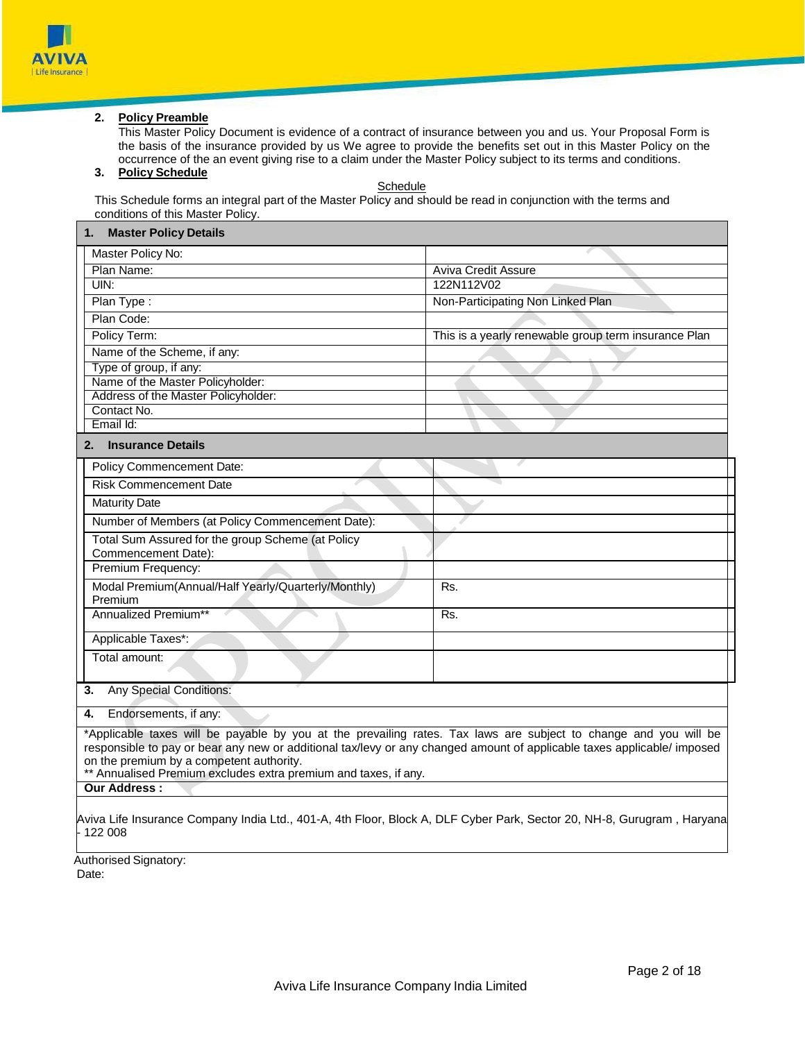2. **Policy Preamble**

This Master Policy Document is evidence of a contract of insurance between you and us. Your Proposal Form is the basis of the insurance provided by us We agree to provide the benefits set out in this Master Policy on the occurrence of the an event giving rise to a claim under the Master Policy subject to its terms and conditions.

3. **Policy Schedule**

Schedule

This Schedule forms an integral part of the Master Policy and should be read in conjunction with the terms and conditions of this Master Policy.

| **1. Master Policy Details** | |
|---|---|
| Master Policy No: | |
| Plan Name: | Aviva Credit Assure |
| UIN: | 122N112V02 |
| Plan Type : | Non-Participating Non Linked Plan |
| Plan Code: | |
| Policy Term: | This is a yearly renewable group term insurance Plan |
| Name of the Scheme, if any: | |
| Type of group, if any: | |
| Name of the Master Policyholder: | |
| Address of the Master Policyholder: | |
| Contact No. | |
| Email Id: | |

| **2. Insurance Details** | |
|---|---|
| Policy Commencement Date: | |
| Risk Commencement Date | |
| Maturity Date | |
| Number of Members (at Policy Commencement Date): | |
| Total Sum Assured for the group Scheme (at Policy Commencement Date): | |
| Premium Frequency: | |
| Modal Premium(Annual/Half Yearly/Quarterly/Monthly) Premium | Rs. |
| Annualized Premium** | Rs. |
| Applicable Taxes*: | |
| Total amount: | |

**3.** Any Special Conditions:

**4.** Endorsements, if any:

*Applicable taxes will be payable by you at the prevailing rates. Tax laws are subject to change and you will be responsible to pay or bear any new or additional tax/levy or any changed amount of applicable taxes applicable/ imposed on the premium by a competent authority.
** Annualised Premium excludes extra premium and taxes, if any.

**Our Address :**

Aviva Life Insurance Company India Ltd., 401-A, 4th Floor, Block A, DLF Cyber Park, Sector 20, NH-8, Gurugram , Haryana - 122 008

Authorised Signatory:
Date: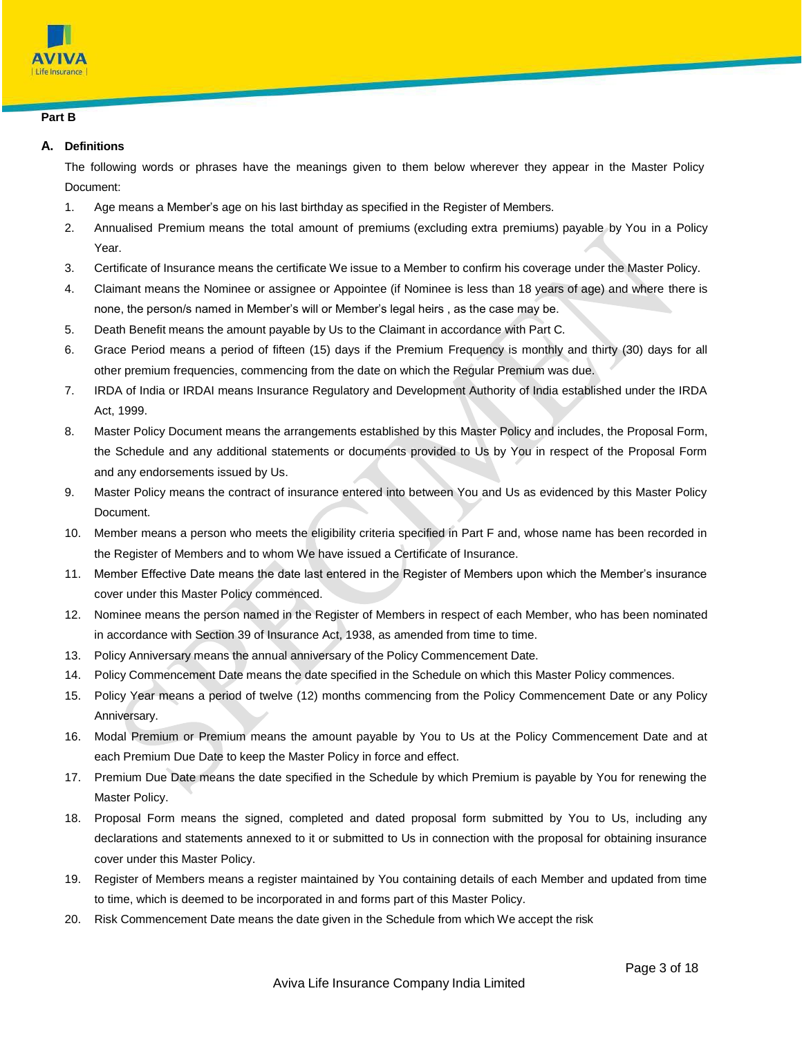**Part B**

## A. Definitions

The following words or phrases have the meanings given to them below wherever they appear in the Master Policy Document:

1. Age means a Member's age on his last birthday as specified in the Register of Members.
2. Annualised Premium means the total amount of premiums (excluding extra premiums) payable by You in a Policy Year.
3. Certificate of Insurance means the certificate We issue to a Member to confirm his coverage under the Master Policy.
4. Claimant means the Nominee or assignee or Appointee (if Nominee is less than 18 years of age) and where there is none, the person/s named in Member's will or Member's legal heirs , as the case may be.
5. Death Benefit means the amount payable by Us to the Claimant in accordance with Part C.
6. Grace Period means a period of fifteen (15) days if the Premium Frequency is monthly and thirty (30) days for all other premium frequencies, commencing from the date on which the Regular Premium was due.
7. IRDA of India or IRDAI means Insurance Regulatory and Development Authority of India established under the IRDA Act, 1999.
8. Master Policy Document means the arrangements established by this Master Policy and includes, the Proposal Form, the Schedule and any additional statements or documents provided to Us by You in respect of the Proposal Form and any endorsements issued by Us.
9. Master Policy means the contract of insurance entered into between You and Us as evidenced by this Master Policy Document.
10. Member means a person who meets the eligibility criteria specified in Part F and, whose name has been recorded in the Register of Members and to whom We have issued a Certificate of Insurance.
11. Member Effective Date means the date last entered in the Register of Members upon which the Member's insurance cover under this Master Policy commenced.
12. Nominee means the person named in the Register of Members in respect of each Member, who has been nominated in accordance with Section 39 of Insurance Act, 1938, as amended from time to time.
13. Policy Anniversary means the annual anniversary of the Policy Commencement Date.
14. Policy Commencement Date means the date specified in the Schedule on which this Master Policy commences.
15. Policy Year means a period of twelve (12) months commencing from the Policy Commencement Date or any Policy Anniversary.
16. Modal Premium or Premium means the amount payable by You to Us at the Policy Commencement Date and at each Premium Due Date to keep the Master Policy in force and effect.
17. Premium Due Date means the date specified in the Schedule by which Premium is payable by You for renewing the Master Policy.
18. Proposal Form means the signed, completed and dated proposal form submitted by You to Us, including any declarations and statements annexed to it or submitted to Us in connection with the proposal for obtaining insurance cover under this Master Policy.
19. Register of Members means a register maintained by You containing details of each Member and updated from time to time, which is deemed to be incorporated in and forms part of this Master Policy.
20. Risk Commencement Date means the date given in the Schedule from which We accept the risk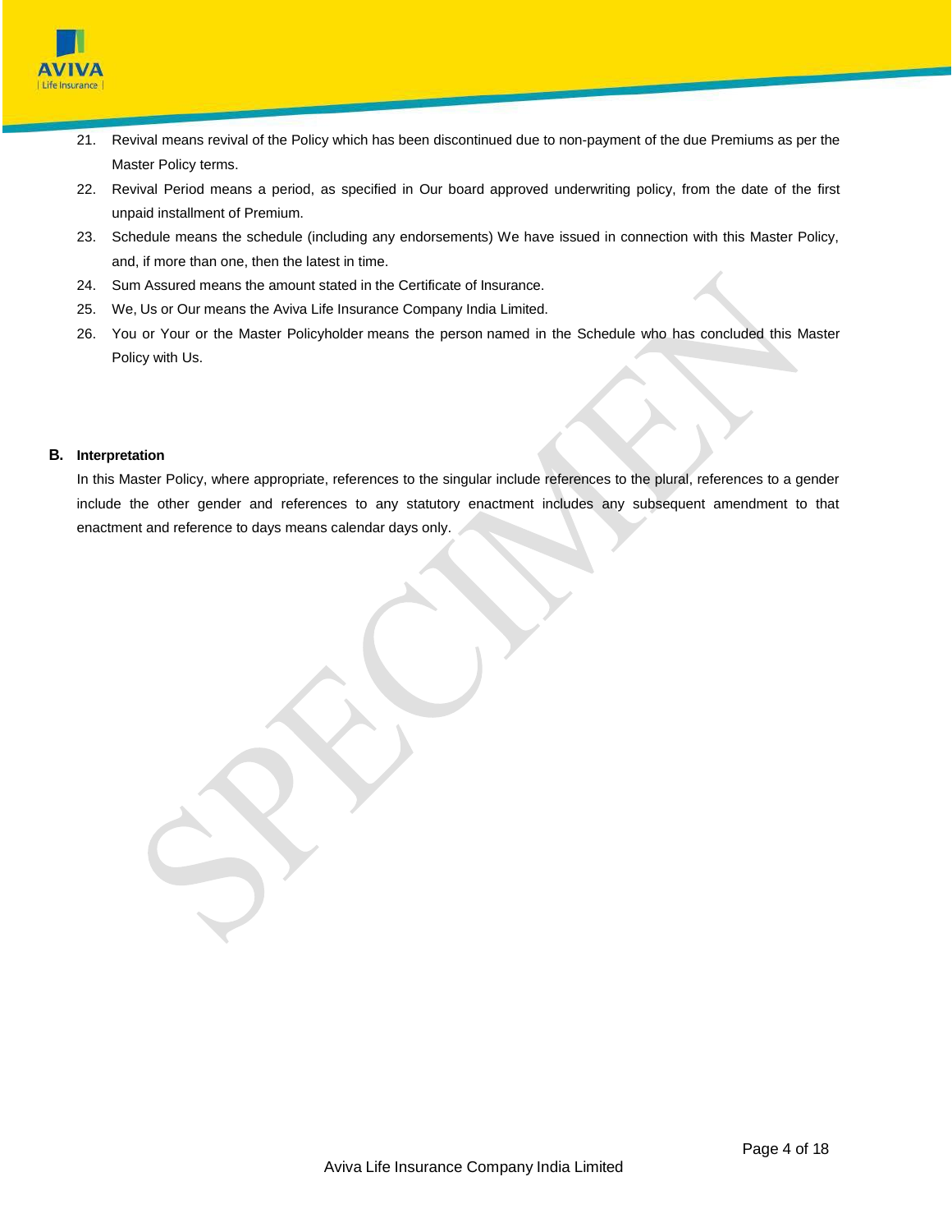21. Revival means revival of the Policy which has been discontinued due to non-payment of the due Premiums as per the Master Policy terms.
22. Revival Period means a period, as specified in Our board approved underwriting policy, from the date of the first unpaid installment of Premium.
23. Schedule means the schedule (including any endorsements) We have issued in connection with this Master Policy, and, if more than one, then the latest in time.
24. Sum Assured means the amount stated in the Certificate of Insurance.
25. We, Us or Our means the Aviva Life Insurance Company India Limited.
26. You or Your or the Master Policyholder means the person named in the Schedule who has concluded this Master Policy with Us.

**B. Interpretation**

In this Master Policy, where appropriate, references to the singular include references to the plural, references to a gender include the other gender and references to any statutory enactment includes any subsequent amendment to that enactment and reference to days means calendar days only.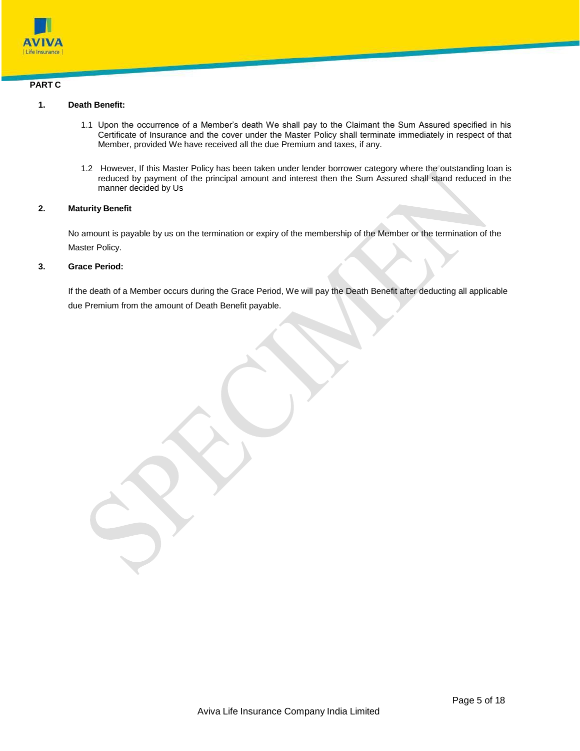## PART C

### 1. Death Benefit:

1.1 Upon the occurrence of a Member's death We shall pay to the Claimant the Sum Assured specified in his Certificate of Insurance and the cover under the Master Policy shall terminate immediately in respect of that Member, provided We have received all the due Premium and taxes, if any.

1.2 However, If this Master Policy has been taken under lender borrower category where the outstanding loan is reduced by payment of the principal amount and interest then the Sum Assured shall stand reduced in the manner decided by Us

### 2. Maturity Benefit

No amount is payable by us on the termination or expiry of the membership of the Member or the termination of the Master Policy.

### 3. Grace Period:

If the death of a Member occurs during the Grace Period, We will pay the Death Benefit after deducting all applicable due Premium from the amount of Death Benefit payable.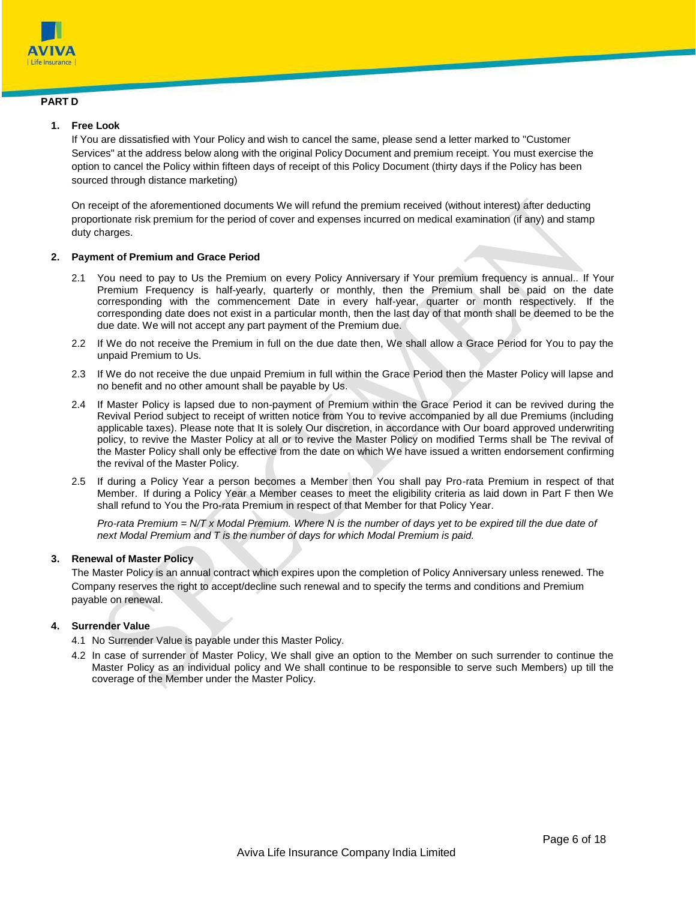## PART D

1. **Free Look**

   If You are dissatisfied with Your Policy and wish to cancel the same, please send a letter marked to "Customer Services" at the address below along with the original Policy Document and premium receipt. You must exercise the option to cancel the Policy within fifteen days of receipt of this Policy Document (thirty days if the Policy has been sourced through distance marketing)

   On receipt of the aforementioned documents We will refund the premium received (without interest) after deducting proportionate risk premium for the period of cover and expenses incurred on medical examination (if any) and stamp duty charges.

2. **Payment of Premium and Grace Period**

   2.1 You need to pay to Us the Premium on every Policy Anniversary if Your premium frequency is annual.. If Your Premium Frequency is half-yearly, quarterly or monthly, then the Premium shall be paid on the date corresponding with the commencement Date in every half-year, quarter or month respectively. If the corresponding date does not exist in a particular month, then the last day of that month shall be deemed to be the due date. We will not accept any part payment of the Premium due.

   2.2 If We do not receive the Premium in full on the due date then, We shall allow a Grace Period for You to pay the unpaid Premium to Us.

   2.3 If We do not receive the due unpaid Premium in full within the Grace Period then the Master Policy will lapse and no benefit and no other amount shall be payable by Us.

   2.4 If Master Policy is lapsed due to non-payment of Premium within the Grace Period it can be revived during the Revival Period subject to receipt of written notice from You to revive accompanied by all due Premiums (including applicable taxes). Please note that It is solely Our discretion, in accordance with Our board approved underwriting policy, to revive the Master Policy at all or to revive the Master Policy on modified Terms shall be The revival of the Master Policy shall only be effective from the date on which We have issued a written endorsement confirming the revival of the Master Policy.

   2.5 If during a Policy Year a person becomes a Member then You shall pay Pro-rata Premium in respect of that Member. If during a Policy Year a Member ceases to meet the eligibility criteria as laid down in Part F then We shall refund to You the Pro-rata Premium in respect of that Member for that Policy Year.

   *Pro-rata Premium = N/T x Modal Premium. Where N is the number of days yet to be expired till the due date of next Modal Premium and T is the number of days for which Modal Premium is paid.*

3. **Renewal of Master Policy**

   The Master Policy is an annual contract which expires upon the completion of Policy Anniversary unless renewed. The Company reserves the right to accept/decline such renewal and to specify the terms and conditions and Premium payable on renewal.

4. **Surrender Value**

   4.1 No Surrender Value is payable under this Master Policy.

   4.2 In case of surrender of Master Policy, We shall give an option to the Member on such surrender to continue the Master Policy as an individual policy and We shall continue to be responsible to serve such Members) up till the coverage of the Member under the Master Policy.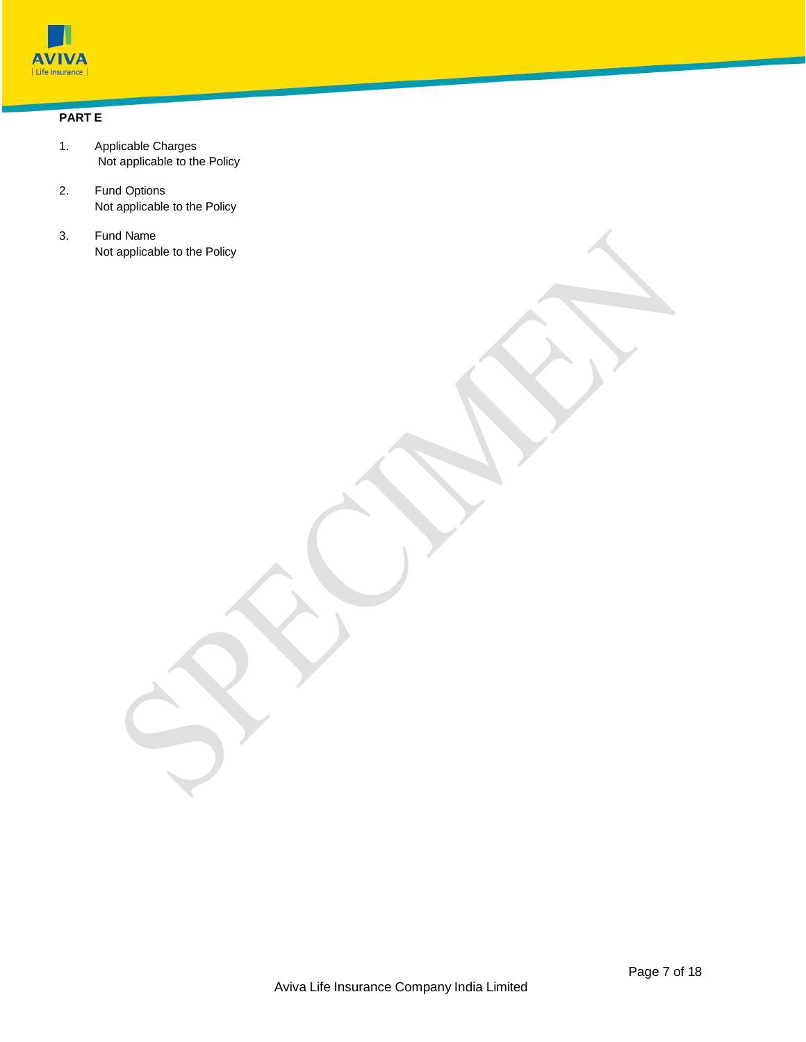**PART E**

1. Applicable Charges
   Not applicable to the Policy

2. Fund Options
   Not applicable to the Policy

3. Fund Name
   Not applicable to the Policy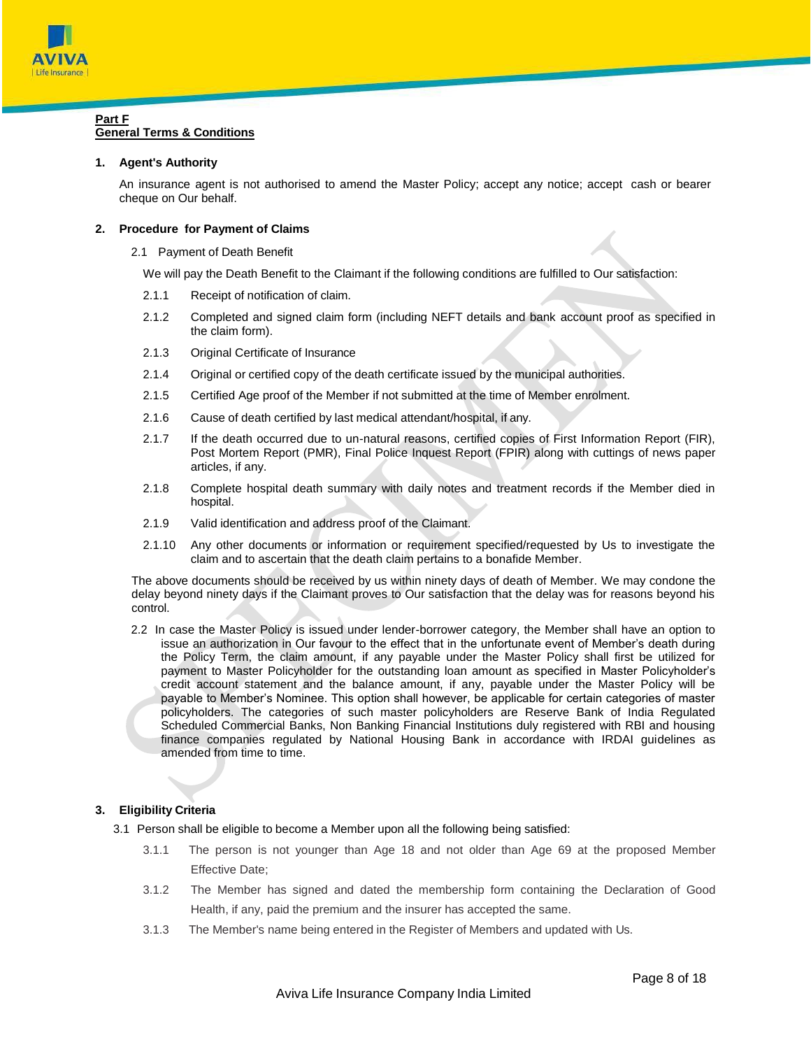**Part F**
**General Terms & Conditions**

## 1. Agent's Authority

An insurance agent is not authorised to amend the Master Policy; accept any notice; accept cash or bearer cheque on Our behalf.

## 2. Procedure for Payment of Claims

2.1 Payment of Death Benefit

We will pay the Death Benefit to the Claimant if the following conditions are fulfilled to Our satisfaction:

2.1.1 Receipt of notification of claim.

2.1.2 Completed and signed claim form (including NEFT details and bank account proof as specified in the claim form).

2.1.3 Original Certificate of Insurance

2.1.4 Original or certified copy of the death certificate issued by the municipal authorities.

2.1.5 Certified Age proof of the Member if not submitted at the time of Member enrolment.

2.1.6 Cause of death certified by last medical attendant/hospital, if any.

2.1.7 If the death occurred due to un-natural reasons, certified copies of First Information Report (FIR), Post Mortem Report (PMR), Final Police Inquest Report (FPIR) along with cuttings of news paper articles, if any.

2.1.8 Complete hospital death summary with daily notes and treatment records if the Member died in hospital.

2.1.9 Valid identification and address proof of the Claimant.

2.1.10 Any other documents or information or requirement specified/requested by Us to investigate the claim and to ascertain that the death claim pertains to a bonafide Member.

The above documents should be received by us within ninety days of death of Member. We may condone the delay beyond ninety days if the Claimant proves to Our satisfaction that the delay was for reasons beyond his control.

2.2 In case the Master Policy is issued under lender-borrower category, the Member shall have an option to issue an authorization in Our favour to the effect that in the unfortunate event of Member's death during the Policy Term, the claim amount, if any payable under the Master Policy shall first be utilized for payment to Master Policyholder for the outstanding loan amount as specified in Master Policyholder's credit account statement and the balance amount, if any, payable under the Master Policy will be payable to Member's Nominee. This option shall however, be applicable for certain categories of master policyholders. The categories of such master policyholders are Reserve Bank of India Regulated Scheduled Commercial Banks, Non Banking Financial Institutions duly registered with RBI and housing finance companies regulated by National Housing Bank in accordance with IRDAI guidelines as amended from time to time.

## 3. Eligibility Criteria

3.1 Person shall be eligible to become a Member upon all the following being satisfied:

3.1.1 The person is not younger than Age 18 and not older than Age 69 at the proposed Member Effective Date;

3.1.2 The Member has signed and dated the membership form containing the Declaration of Good Health, if any, paid the premium and the insurer has accepted the same.

3.1.3 The Member's name being entered in the Register of Members and updated with Us.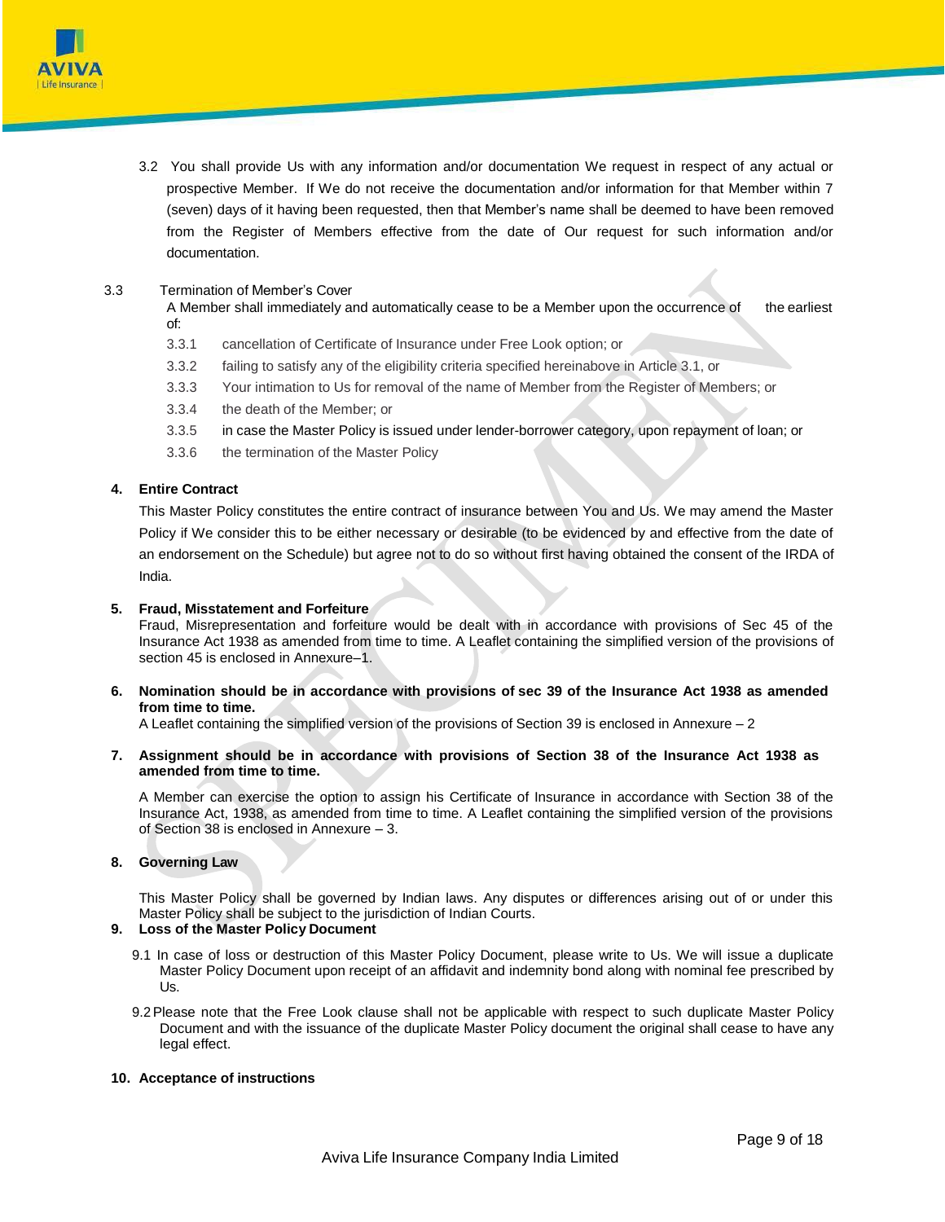3.2 You shall provide Us with any information and/or documentation We request in respect of any actual or prospective Member. If We do not receive the documentation and/or information for that Member within 7 (seven) days of it having been requested, then that Member's name shall be deemed to have been removed from the Register of Members effective from the date of Our request for such information and/or documentation.

3.3 Termination of Member's Cover

A Member shall immediately and automatically cease to be a Member upon the occurrence of the earliest of:

- 3.3.1 cancellation of Certificate of Insurance under Free Look option; or
- 3.3.2 failing to satisfy any of the eligibility criteria specified hereinabove in Article 3.1, or
- 3.3.3 Your intimation to Us for removal of the name of Member from the Register of Members; or
- 3.3.4 the death of the Member; or
- 3.3.5 in case the Master Policy is issued under lender-borrower category, upon repayment of loan; or
- 3.3.6 the termination of the Master Policy

## 4. Entire Contract

This Master Policy constitutes the entire contract of insurance between You and Us. We may amend the Master Policy if We consider this to be either necessary or desirable (to be evidenced by and effective from the date of an endorsement on the Schedule) but agree not to do so without first having obtained the consent of the IRDA of India.

## 5. Fraud, Misstatement and Forfeiture

Fraud, Misrepresentation and forfeiture would be dealt with in accordance with provisions of Sec 45 of the Insurance Act 1938 as amended from time to time. A Leaflet containing the simplified version of the provisions of section 45 is enclosed in Annexure–1.

## 6. Nomination should be in accordance with provisions of sec 39 of the Insurance Act 1938 as amended from time to time.

A Leaflet containing the simplified version of the provisions of Section 39 is enclosed in Annexure – 2

## 7. Assignment should be in accordance with provisions of Section 38 of the Insurance Act 1938 as amended from time to time.

A Member can exercise the option to assign his Certificate of Insurance in accordance with Section 38 of the Insurance Act, 1938, as amended from time to time. A Leaflet containing the simplified version of the provisions of Section 38 is enclosed in Annexure – 3.

## 8. Governing Law

This Master Policy shall be governed by Indian laws. Any disputes or differences arising out of or under this Master Policy shall be subject to the jurisdiction of Indian Courts.

## 9. Loss of the Master Policy Document

9.1 In case of loss or destruction of this Master Policy Document, please write to Us. We will issue a duplicate Master Policy Document upon receipt of an affidavit and indemnity bond along with nominal fee prescribed by Us.

9.2 Please note that the Free Look clause shall not be applicable with respect to such duplicate Master Policy Document and with the issuance of the duplicate Master Policy document the original shall cease to have any legal effect.

## 10. Acceptance of instructions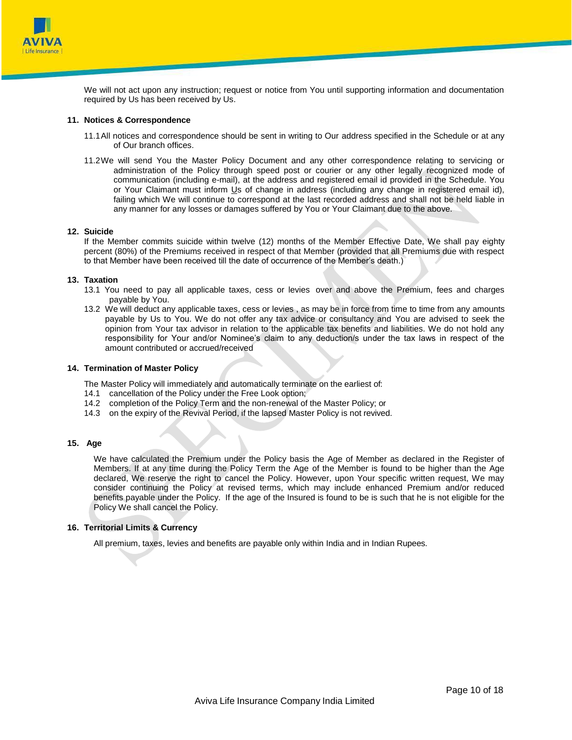We will not act upon any instruction; request or notice from You until supporting information and documentation required by Us has been received by Us.

## 11. Notices & Correspondence

11.1 All notices and correspondence should be sent in writing to Our address specified in the Schedule or at any of Our branch offices.

11.2 We will send You the Master Policy Document and any other correspondence relating to servicing or administration of the Policy through speed post or courier or any other legally recognized mode of communication (including e-mail), at the address and registered email id provided in the Schedule. You or Your Claimant must inform Us of change in address (including any change in registered email id), failing which We will continue to correspond at the last recorded address and shall not be held liable in any manner for any losses or damages suffered by You or Your Claimant due to the above.

## 12. Suicide

If the Member commits suicide within twelve (12) months of the Member Effective Date, We shall pay eighty percent (80%) of the Premiums received in respect of that Member (provided that all Premiums due with respect to that Member have been received till the date of occurrence of the Member's death.)

## 13. Taxation

13.1 You need to pay all applicable taxes, cess or levies over and above the Premium, fees and charges payable by You.

13.2 We will deduct any applicable taxes, cess or levies , as may be in force from time to time from any amounts payable by Us to You. We do not offer any tax advice or consultancy and You are advised to seek the opinion from Your tax advisor in relation to the applicable tax benefits and liabilities. We do not hold any responsibility for Your and/or Nominee's claim to any deduction/s under the tax laws in respect of the amount contributed or accrued/received

## 14. Termination of Master Policy

The Master Policy will immediately and automatically terminate on the earliest of:

14.1 cancellation of the Policy under the Free Look option;

14.2 completion of the Policy Term and the non-renewal of the Master Policy; or

14.3 on the expiry of the Revival Period, if the lapsed Master Policy is not revived.

## 15. Age

We have calculated the Premium under the Policy basis the Age of Member as declared in the Register of Members. If at any time during the Policy Term the Age of the Member is found to be higher than the Age declared, We reserve the right to cancel the Policy. However, upon Your specific written request, We may consider continuing the Policy at revised terms, which may include enhanced Premium and/or reduced benefits payable under the Policy. If the age of the Insured is found to be is such that he is not eligible for the Policy We shall cancel the Policy.

## 16. Territorial Limits & Currency

All premium, taxes, levies and benefits are payable only within India and in Indian Rupees.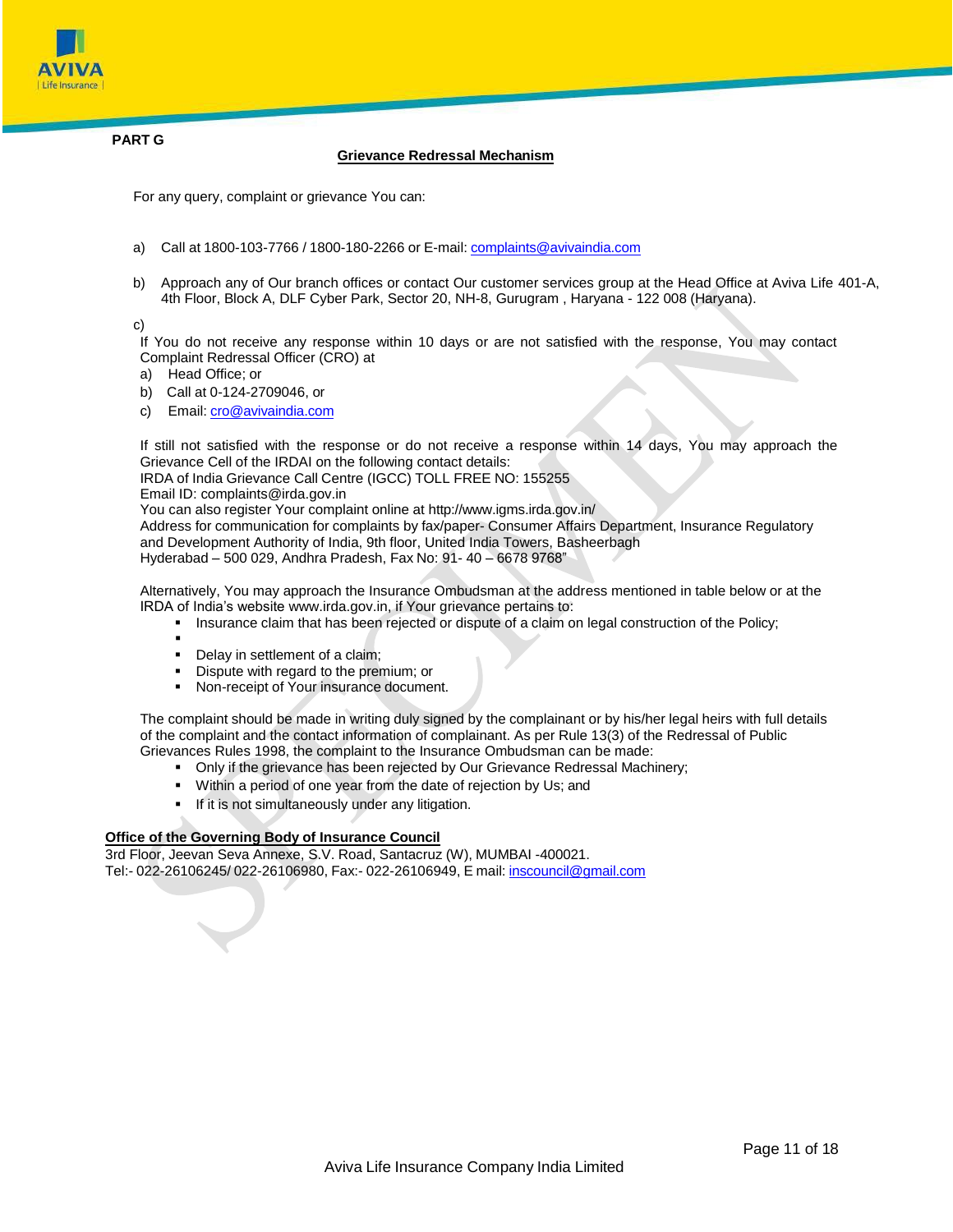**PART G**

## Grievance Redressal Mechanism

For any query, complaint or grievance You can:

a) Call at 1800-103-7766 / 1800-180-2266 or E-mail: complaints@avivaindia.com

b) Approach any of Our branch offices or contact Our customer services group at the Head Office at Aviva Life 401-A, 4th Floor, Block A, DLF Cyber Park, Sector 20, NH-8, Gurugram , Haryana - 122 008 (Haryana).

c)

If You do not receive any response within 10 days or are not satisfied with the response, You may contact Complaint Redressal Officer (CRO) at

a) Head Office; or
b) Call at 0-124-2709046, or
c) Email: cro@avivaindia.com

If still not satisfied with the response or do not receive a response within 14 days, You may approach the Grievance Cell of the IRDAI on the following contact details:
IRDA of India Grievance Call Centre (IGCC) TOLL FREE NO: 155255
Email ID: complaints@irda.gov.in
You can also register Your complaint online at http://www.igms.irda.gov.in/
Address for communication for complaints by fax/paper- Consumer Affairs Department, Insurance Regulatory and Development Authority of India, 9th floor, United India Towers, Basheerbagh
Hyderabad – 500 029, Andhra Pradesh, Fax No: 91- 40 – 6678 9768"

Alternatively, You may approach the Insurance Ombudsman at the address mentioned in table below or at the IRDA of India's website www.irda.gov.in, if Your grievance pertains to:

- Insurance claim that has been rejected or dispute of a claim on legal construction of the Policy;
- 
- Delay in settlement of a claim;
- Dispute with regard to the premium; or
- Non-receipt of Your insurance document.

The complaint should be made in writing duly signed by the complainant or by his/her legal heirs with full details of the complaint and the contact information of complainant. As per Rule 13(3) of the Redressal of Public Grievances Rules 1998, the complaint to the Insurance Ombudsman can be made:

- Only if the grievance has been rejected by Our Grievance Redressal Machinery;
- Within a period of one year from the date of rejection by Us; and
- If it is not simultaneously under any litigation.

**Office of the Governing Body of Insurance Council**
3rd Floor, Jeevan Seva Annexe, S.V. Road, Santacruz (W), MUMBAI -400021.
Tel:- 022-26106245/ 022-26106980, Fax:- 022-26106949, E mail: inscouncil@gmail.com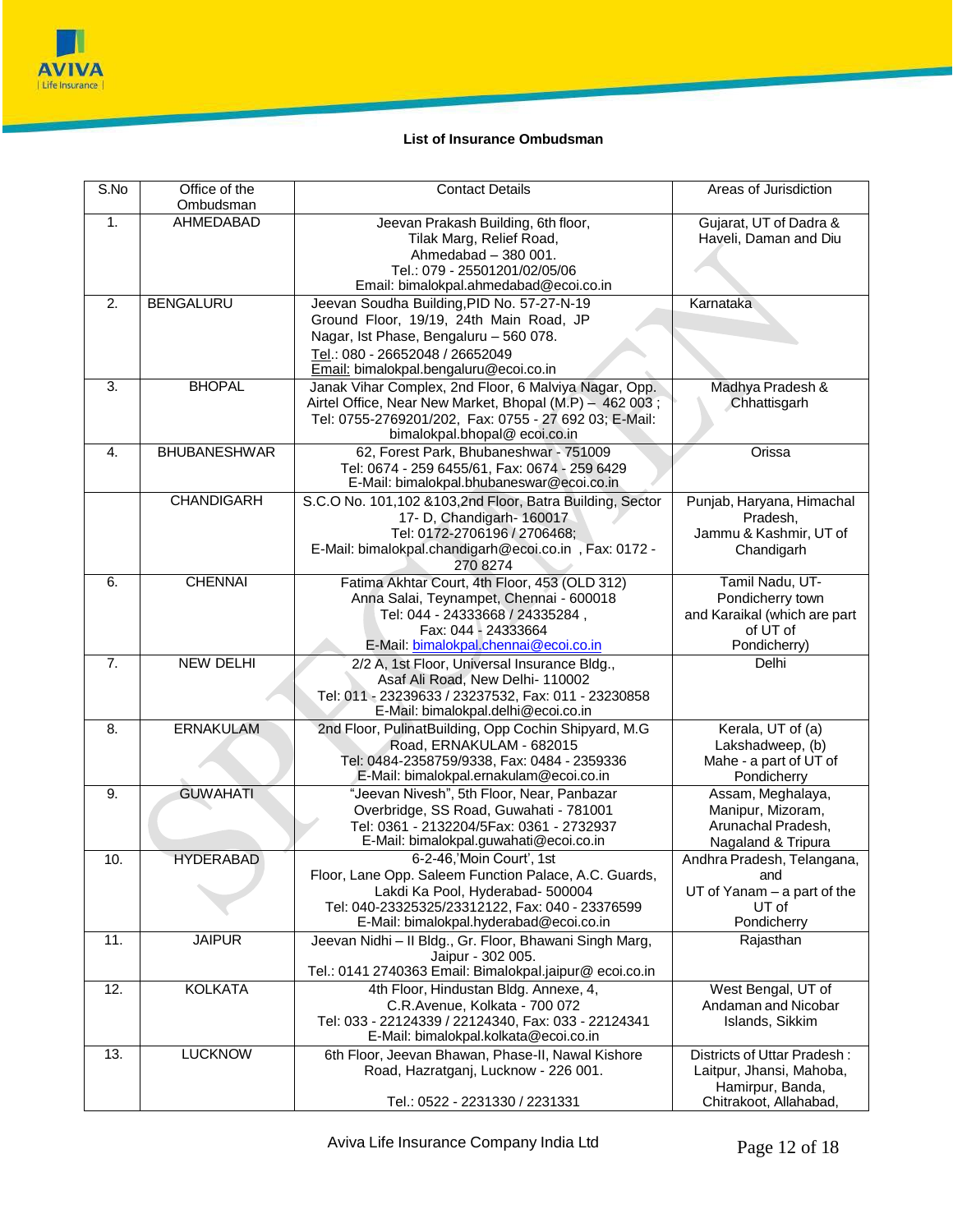**List of Insurance Ombudsman**

| S.No | Office of the Ombudsman | Contact Details | Areas of Jurisdiction |
|---|---|---|---|
| 1. | AHMEDABAD | Jeevan Prakash Building, 6th floor, Tilak Marg, Relief Road, Ahmedabad – 380 001. Tel.: 079 - 25501201/02/05/06 Email: bimalokpal.ahmedabad@ecoi.co.in | Gujarat, UT of Dadra & Haveli, Daman and Diu |
| 2. | BENGALURU | Jeevan Soudha Building,PID No. 57-27-N-19 Ground Floor, 19/19, 24th Main Road, JP Nagar, Ist Phase, Bengaluru – 560 078. Tel.: 080 - 26652048 / 26652049 Email: bimalokpal.bengaluru@ecoi.co.in | Karnataka |
| 3. | BHOPAL | Janak Vihar Complex, 2nd Floor, 6 Malviya Nagar, Opp. Airtel Office, Near New Market, Bhopal (M.P) – 462 003 ; Tel: 0755-2769201/202, Fax: 0755 - 27 692 03; E-Mail: bimalokpal.bhopal@ ecoi.co.in | Madhya Pradesh & Chhattisgarh |
| 4. | BHUBANESHWAR | 62, Forest Park, Bhubaneshwar - 751009 Tel: 0674 - 259 6455/61, Fax: 0674 - 259 6429 E-Mail: bimalokpal.bhubaneswar@ecoi.co.in | Orissa |
| | CHANDIGARH | S.C.O No. 101,102 &103,2nd Floor, Batra Building, Sector 17- D, Chandigarh- 160017 Tel: 0172-2706196 / 2706468; E-Mail: bimalokpal.chandigarh@ecoi.co.in , Fax: 0172 - 270 8274 | Punjab, Haryana, Himachal Pradesh, Jammu & Kashmir, UT of Chandigarh |
| 6. | CHENNAI | Fatima Akhtar Court, 4th Floor, 453 (OLD 312) Anna Salai, Teynampet, Chennai - 600018 Tel: 044 - 24333668 / 24335284 , Fax: 044 - 24333664 E-Mail: bimalokpal.chennai@ecoi.co.in | Tamil Nadu, UT-Pondicherry town and Karaikal (which are part of UT of Pondicherry) |
| 7. | NEW DELHI | 2/2 A, 1st Floor, Universal Insurance Bldg., Asaf Ali Road, New Delhi- 110002 Tel: 011 - 23239633 / 23237532, Fax: 011 - 23230858 E-Mail: bimalokpal.delhi@ecoi.co.in | Delhi |
| 8. | ERNAKULAM | 2nd Floor, PulinatBuilding, Opp Cochin Shipyard, M.G Road, ERNAKULAM - 682015 Tel: 0484-2358759/9338, Fax: 0484 - 2359336 E-Mail: bimalokpal.ernakulam@ecoi.co.in | Kerala, UT of (a) Lakshadweep, (b) Mahe - a part of UT of Pondicherry |
| 9. | GUWAHATI | "Jeevan Nivesh", 5th Floor, Near, Panbazar Overbridge, SS Road, Guwahati - 781001 Tel: 0361 - 2132204/5Fax: 0361 - 2732937 E-Mail: bimalokpal.guwahati@ecoi.co.in | Assam, Meghalaya, Manipur, Mizoram, Arunachal Pradesh, Nagaland & Tripura |
| 10. | HYDERABAD | 6-2-46,'Moin Court', 1st Floor, Lane Opp. Saleem Function Palace, A.C. Guards, Lakdi Ka Pool, Hyderabad- 500004 Tel: 040-23325325/23312122, Fax: 040 - 23376599 E-Mail: bimalokpal.hyderabad@ecoi.co.in | Andhra Pradesh, Telangana, and UT of Yanam – a part of the UT of Pondicherry |
| 11. | JAIPUR | Jeevan Nidhi – II Bldg., Gr. Floor, Bhawani Singh Marg, Jaipur - 302 005. Tel.: 0141 2740363 Email: Bimalokpal.jaipur@ ecoi.co.in | Rajasthan |
| 12. | KOLKATA | 4th Floor, Hindustan Bldg. Annexe, 4, C.R.Avenue, Kolkata - 700 072 Tel: 033 - 22124339 / 22124340, Fax: 033 - 22124341 E-Mail: bimalokpal.kolkata@ecoi.co.in | West Bengal, UT of Andaman and Nicobar Islands, Sikkim |
| 13. | LUCKNOW | 6th Floor, Jeevan Bhawan, Phase-II, Nawal Kishore Road, Hazratganj, Lucknow - 226 001. Tel.: 0522 - 2231330 / 2231331 | Districts of Uttar Pradesh : Laitpur, Jhansi, Mahoba, Hamirpur, Banda, Chitrakoot, Allahabad, |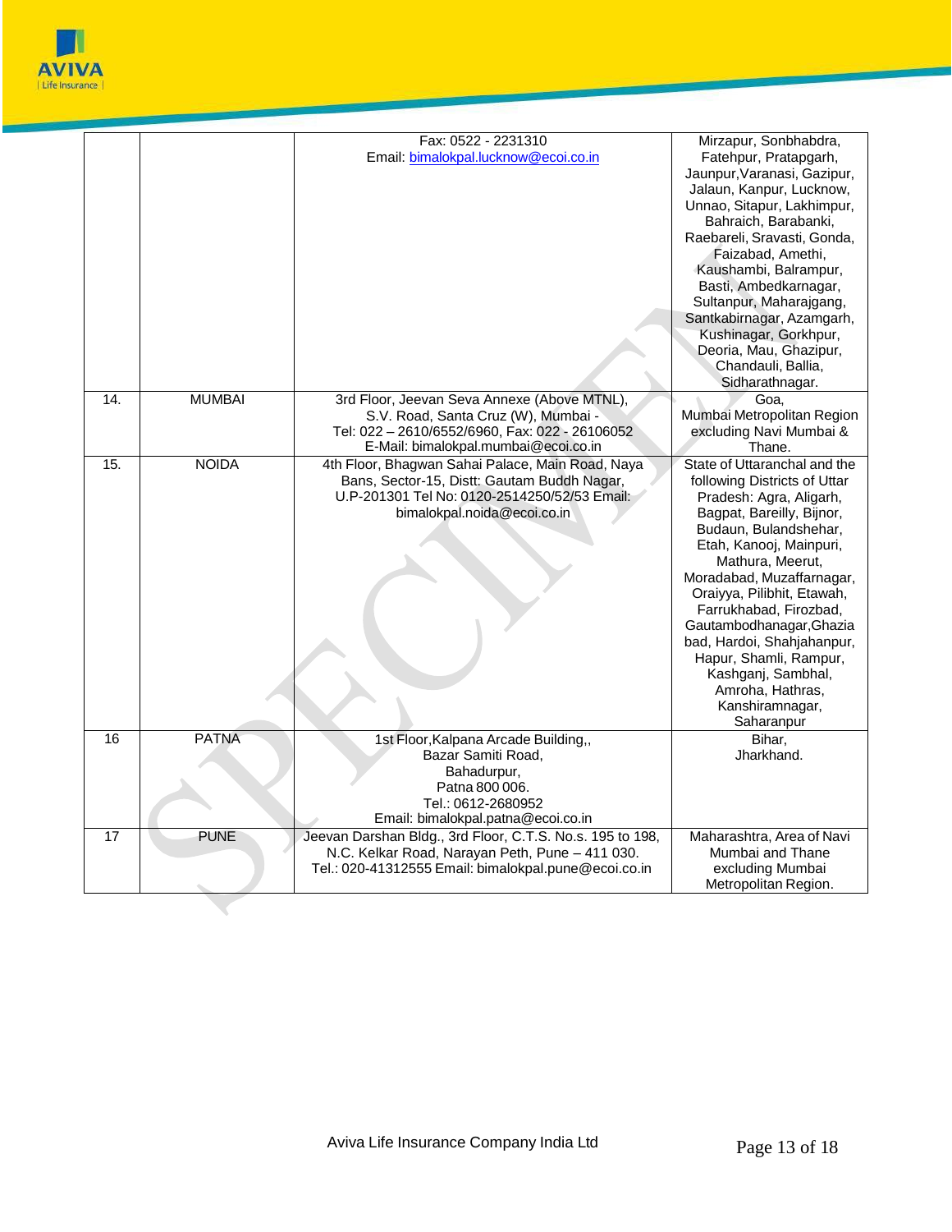|  |  |  |  |
|---|---|---|---|
|  |  | Fax: 0522 - 2231310<br>Email: bimalokpal.lucknow@ecoi.co.in | Mirzapur, Sonbhabdra, Fatehpur, Pratapgarh, Jaunpur,Varanasi, Gazipur, Jalaun, Kanpur, Lucknow, Unnao, Sitapur, Lakhimpur, Bahraich, Barabanki, Raebareli, Sravasti, Gonda, Faizabad, Amethi, Kaushambi, Balrampur, Basti, Ambedkarnagar, Sultanpur, Maharajgang, Santkabirnagar, Azamgarh, Kushinagar, Gorkhpur, Deoria, Mau, Ghazipur, Chandauli, Ballia, Sidharathnagar. |
| 14. | MUMBAI | 3rd Floor, Jeevan Seva Annexe (Above MTNL), S.V. Road, Santa Cruz (W), Mumbai - Tel: 022 – 2610/6552/6960, Fax: 022 - 26106052 E-Mail: bimalokpal.mumbai@ecoi.co.in | Goa, Mumbai Metropolitan Region excluding Navi Mumbai & Thane. |
| 15. | NOIDA | 4th Floor, Bhagwan Sahai Palace, Main Road, Naya Bans, Sector-15, Distt: Gautam Buddh Nagar, U.P-201301 Tel No: 0120-2514250/52/53 Email: bimalokpal.noida@ecoi.co.in | State of Uttaranchal and the following Districts of Uttar Pradesh: Agra, Aligarh, Bagpat, Bareilly, Bijnor, Budaun, Bulandshehar, Etah, Kanooj, Mainpuri, Mathura, Meerut, Moradabad, Muzaffarnagar, Oraiyya, Pilibhit, Etawah, Farrukhabad, Firozbad, Gautambodhanagar,Ghaziabad, Hardoi, Shahjahanpur, Hapur, Shamli, Rampur, Kashganj, Sambhal, Amroha, Hathras, Kanshiramnagar, Saharanpur |
| 16 | PATNA | 1st Floor,Kalpana Arcade Building,, Bazar Samiti Road, Bahadurpur, Patna 800 006. Tel.: 0612-2680952 Email: bimalokpal.patna@ecoi.co.in | Bihar, Jharkhand. |
| 17 | PUNE | Jeevan Darshan Bldg., 3rd Floor, C.T.S. No.s. 195 to 198, N.C. Kelkar Road, Narayan Peth, Pune – 411 030. Tel.: 020-41312555 Email: bimalokpal.pune@ecoi.co.in | Maharashtra, Area of Navi Mumbai and Thane excluding Mumbai Metropolitan Region. |

Aviva Life Insurance Company India Ltd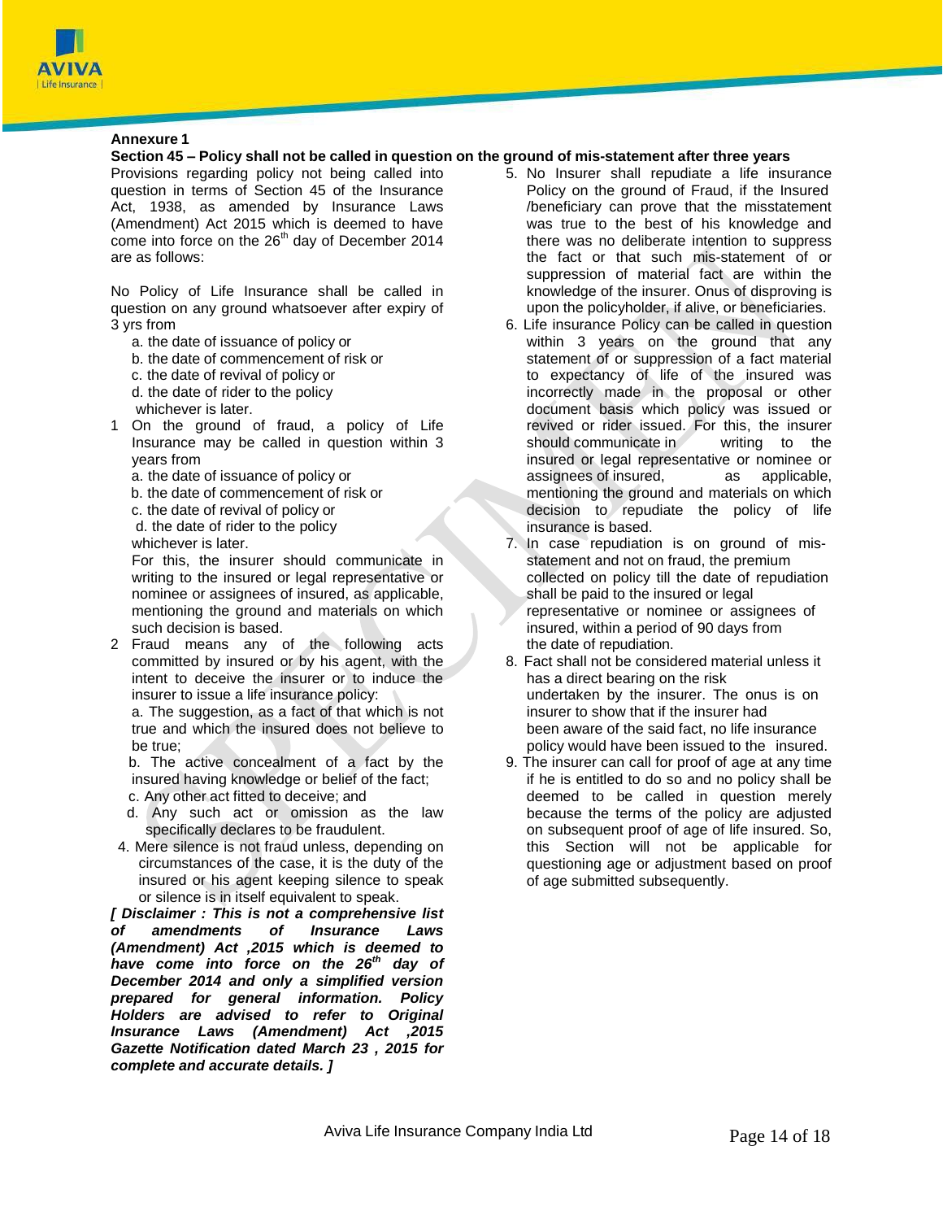## Annexure 1

### Section 45 – Policy shall not be called in question on the ground of mis-statement after three years

Provisions regarding policy not being called into question in terms of Section 45 of the Insurance Act, 1938, as amended by Insurance Laws (Amendment) Act 2015 which is deemed to have come into force on the 26th day of December 2014 are as follows:

No Policy of Life Insurance shall be called in question on any ground whatsoever after expiry of 3 yrs from

a. the date of issuance of policy or
b. the date of commencement of risk or
c. the date of revival of policy or
d. the date of rider to the policy

whichever is later.

1 On the ground of fraud, a policy of Life Insurance may be called in question within 3 years from
   a. the date of issuance of policy or
   b. the date of commencement of risk or
   c. the date of revival of policy or
   d. the date of rider to the policy

   whichever is later.

   For this, the insurer should communicate in writing to the insured or legal representative or nominee or assignees of insured, as applicable, mentioning the ground and materials on which such decision is based.

2 Fraud means any of the following acts committed by insured or by his agent, with the intent to deceive the insurer or to induce the insurer to issue a life insurance policy:
   a. The suggestion, as a fact of that which is not true and which the insured does not believe to be true;
   b. The active concealment of a fact by the insured having knowledge or belief of the fact;
   c. Any other act fitted to deceive; and
   d. Any such act or omission as the law specifically declares to be fraudulent.

4. Mere silence is not fraud unless, depending on circumstances of the case, it is the duty of the insured or his agent keeping silence to speak or silence is in itself equivalent to speak.

***[ Disclaimer : This is not a comprehensive list of amendments of Insurance Laws (Amendment) Act ,2015 which is deemed to have come into force on the 26th day of December 2014 and only a simplified version prepared for general information. Policy Holders are advised to refer to Original Insurance Laws (Amendment) Act ,2015 Gazette Notification dated March 23 , 2015 for complete and accurate details. ]***

5. No Insurer shall repudiate a life insurance Policy on the ground of Fraud, if the Insured /beneficiary can prove that the misstatement was true to the best of his knowledge and there was no deliberate intention to suppress the fact or that such mis-statement of or suppression of material fact are within the knowledge of the insurer. Onus of disproving is upon the policyholder, if alive, or beneficiaries.
6. Life insurance Policy can be called in question within 3 years on the ground that any statement of or suppression of a fact material to expectancy of life of the insured was incorrectly made in the proposal or other document basis which policy was issued or revived or rider issued. For this, the insurer should communicate in writing to the insured or legal representative or nominee or assignees of insured, as applicable, mentioning the ground and materials on which decision to repudiate the policy of life insurance is based.
7. In case repudiation is on ground of mis-statement and not on fraud, the premium collected on policy till the date of repudiation shall be paid to the insured or legal representative or nominee or assignees of insured, within a period of 90 days from the date of repudiation.
8. Fact shall not be considered material unless it has a direct bearing on the risk undertaken by the insurer. The onus is on insurer to show that if the insurer had been aware of the said fact, no life insurance policy would have been issued to the insured.
9. The insurer can call for proof of age at any time if he is entitled to do so and no policy shall be deemed to be called in question merely because the terms of the policy are adjusted on subsequent proof of age of life insured. So, this Section will not be applicable for questioning age or adjustment based on proof of age submitted subsequently.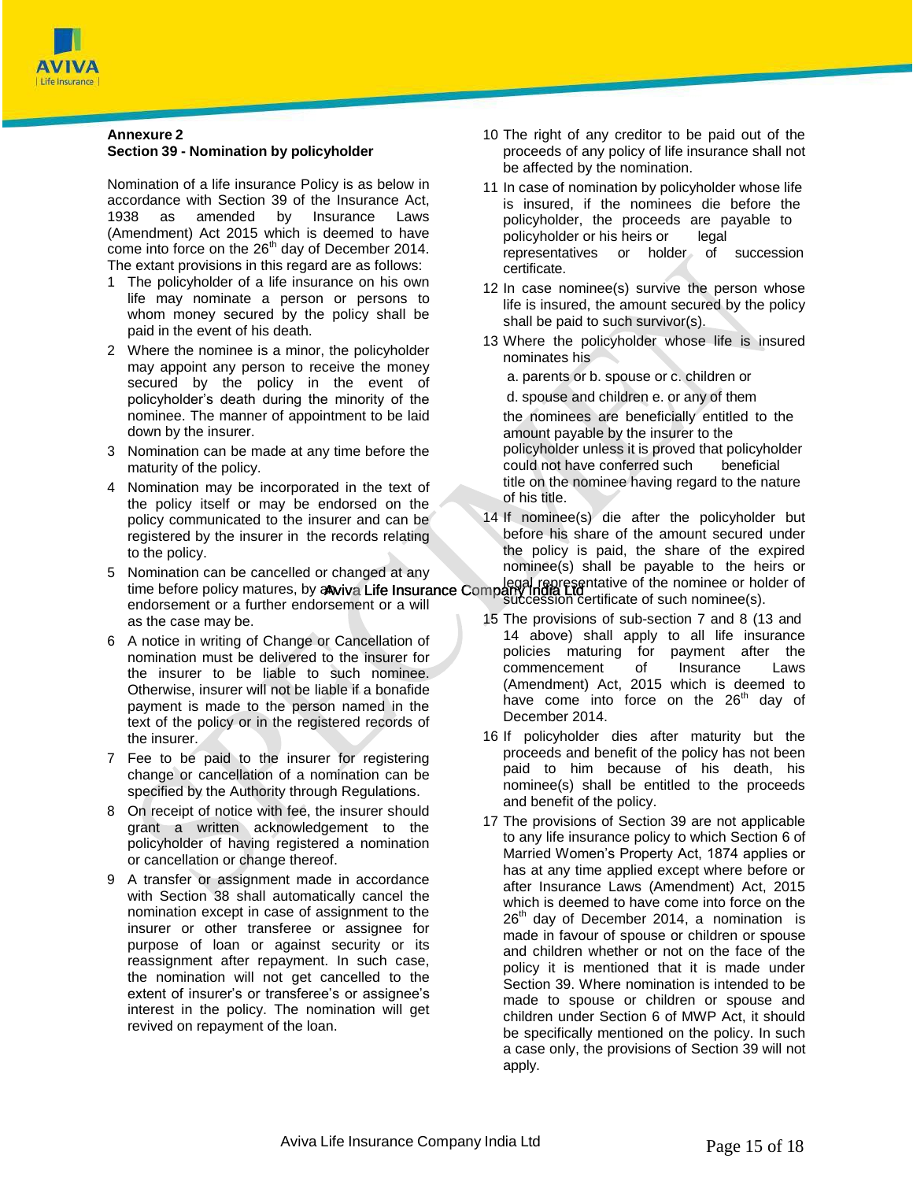**Annexure 2**
**Section 39 - Nomination by policyholder**

Nomination of a life insurance Policy is as below in accordance with Section 39 of the Insurance Act, 1938 as amended by Insurance Laws (Amendment) Act 2015 which is deemed to have come into force on the 26th day of December 2014. The extant provisions in this regard are as follows:

1. The policyholder of a life insurance on his own life may nominate a person or persons to whom money secured by the policy shall be paid in the event of his death.
2. Where the nominee is a minor, the policyholder may appoint any person to receive the money secured by the policy in the event of policyholder's death during the minority of the nominee. The manner of appointment to be laid down by the insurer.
3. Nomination can be made at any time before the maturity of the policy.
4. Nomination may be incorporated in the text of the policy itself or may be endorsed on the policy communicated to the insurer and can be registered by the insurer in the records relating to the policy.
5. Nomination can be cancelled or changed at any time before policy matures, by an endorsement or a further endorsement or a will as the case may be.
6. A notice in writing of Change or Cancellation of nomination must be delivered to the insurer for the insurer to be liable to such nominee. Otherwise, insurer will not be liable if a bonafide payment is made to the person named in the text of the policy or in the registered records of the insurer.
7. Fee to be paid to the insurer for registering change or cancellation of a nomination can be specified by the Authority through Regulations.
8. On receipt of notice with fee, the insurer should grant a written acknowledgement to the policyholder of having registered a nomination or cancellation or change thereof.
9. A transfer or assignment made in accordance with Section 38 shall automatically cancel the nomination except in case of assignment to the insurer or other transferee or assignee for purpose of loan or against security or its reassignment after repayment. In such case, the nomination will not get cancelled to the extent of insurer's or transferee's or assignee's interest in the policy. The nomination will get revived on repayment of the loan.
10. The right of any creditor to be paid out of the proceeds of any policy of life insurance shall not be affected by the nomination.
11. In case of nomination by policyholder whose life is insured, if the nominees die before the policyholder, the proceeds are payable to policyholder or his heirs or legal representatives or holder of succession certificate.
12. In case nominee(s) survive the person whose life is insured, the amount secured by the policy shall be paid to such survivor(s).
13. Where the policyholder whose life is insured nominates his

    a. parents or b. spouse or c. children or

    d. spouse and children e. or any of them

    the nominees are beneficially entitled to the amount payable by the insurer to the policyholder unless it is proved that policyholder could not have conferred such beneficial title on the nominee having regard to the nature of his title.
14. If nominee(s) die after the policyholder but before his share of the amount secured under the policy is paid, the share of the expired nominee(s) shall be payable to the heirs or legal representative of the nominee or holder of succession certificate of such nominee(s).
15. The provisions of sub-section 7 and 8 (13 and 14 above) shall apply to all life insurance policies maturing for payment after the commencement of Insurance Laws (Amendment) Act, 2015 which is deemed to have come into force on the 26th day of December 2014.
16. If policyholder dies after maturity but the proceeds and benefit of the policy has not been paid to him because of his death, his nominee(s) shall be entitled to the proceeds and benefit of the policy.
17. The provisions of Section 39 are not applicable to any life insurance policy to which Section 6 of Married Women's Property Act, 1874 applies or has at any time applied except where before or after Insurance Laws (Amendment) Act, 2015 which is deemed to have come into force on the 26th day of December 2014, a nomination is made in favour of spouse or children or spouse and children whether or not on the face of the policy it is mentioned that it is made under Section 39. Where nomination is intended to be made to spouse or children or spouse and children under Section 6 of MWP Act, it should be specifically mentioned on the policy. In such a case only, the provisions of Section 39 will not apply.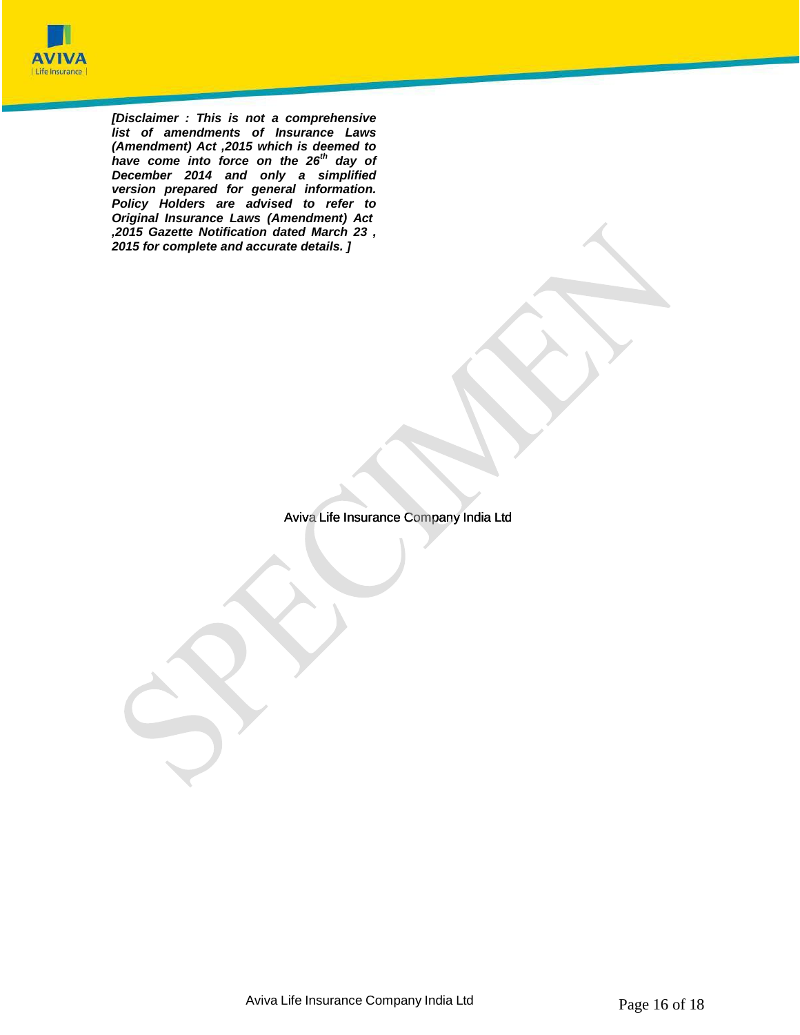*[Disclaimer : This is not a comprehensive list of amendments of Insurance Laws (Amendment) Act ,2015 which is deemed to have come into force on the 26th day of December 2014 and only a simplified version prepared for general information. Policy Holders are advised to refer to Original Insurance Laws (Amendment) Act ,2015 Gazette Notification dated March 23 , 2015 for complete and accurate details. ]*

Aviva Life Insurance Company India Ltd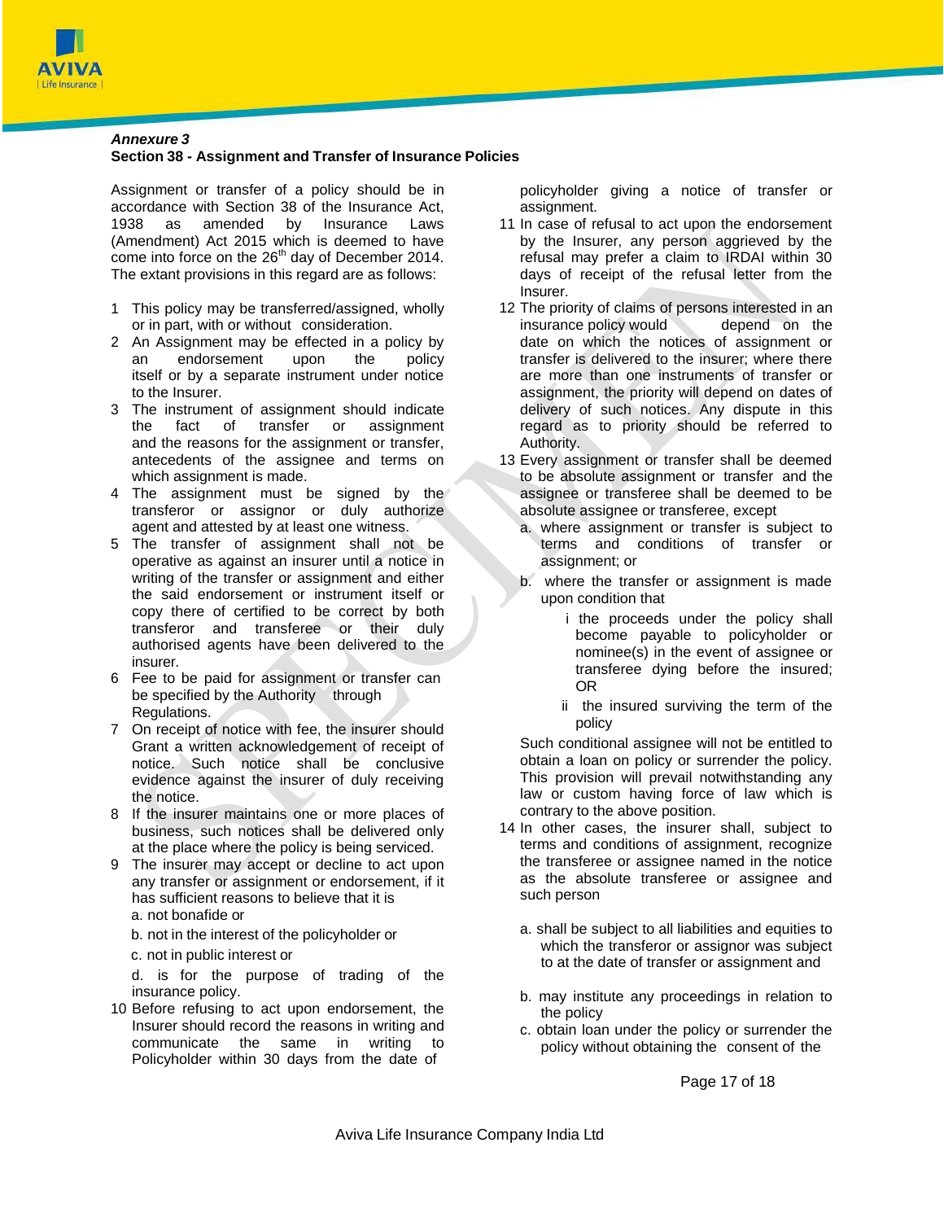*Annexure 3*
**Section 38 - Assignment and Transfer of Insurance Policies**

Assignment or transfer of a policy should be in accordance with Section 38 of the Insurance Act, 1938 as amended by Insurance Laws (Amendment) Act 2015 which is deemed to have come into force on the 26th day of December 2014. The extant provisions in this regard are as follows:

1. This policy may be transferred/assigned, wholly or in part, with or without consideration.
2. An Assignment may be effected in a policy by an endorsement upon the policy itself or by a separate instrument under notice to the Insurer.
3. The instrument of assignment should indicate the fact of transfer or assignment and the reasons for the assignment or transfer, antecedents of the assignee and terms on which assignment is made.
4. The assignment must be signed by the transferor or assignor or duly authorize agent and attested by at least one witness.
5. The transfer of assignment shall not be operative as against an insurer until a notice in writing of the transfer or assignment and either the said endorsement or instrument itself or copy there of certified to be correct by both transferor and transferee or their duly authorised agents have been delivered to the insurer.
6. Fee to be paid for assignment or transfer can be specified by the Authority through Regulations.
7. On receipt of notice with fee, the insurer should Grant a written acknowledgement of receipt of notice. Such notice shall be conclusive evidence against the insurer of duly receiving the notice.
8. If the insurer maintains one or more places of business, such notices shall be delivered only at the place where the policy is being serviced.
9. The insurer may accept or decline to act upon any transfer or assignment or endorsement, if it has sufficient reasons to believe that it is
   a. not bonafide or
   b. not in the interest of the policyholder or
   c. not in public interest or
   d. is for the purpose of trading of the insurance policy.
10. Before refusing to act upon endorsement, the Insurer should record the reasons in writing and communicate the same in writing to Policyholder within 30 days from the date of policyholder giving a notice of transfer or assignment.
11. In case of refusal to act upon the endorsement by the Insurer, any person aggrieved by the refusal may prefer a claim to IRDAI within 30 days of receipt of the refusal letter from the Insurer.
12. The priority of claims of persons interested in an insurance policy would depend on the date on which the notices of assignment or transfer is delivered to the insurer; where there are more than one instruments of transfer or assignment, the priority will depend on dates of delivery of such notices. Any dispute in this regard as to priority should be referred to Authority.
13. Every assignment or transfer shall be deemed to be absolute assignment or transfer and the assignee or transferee shall be deemed to be absolute assignee or transferee, except
   a. where assignment or transfer is subject to terms and conditions of transfer or assignment; or
   b. where the transfer or assignment is made upon condition that
      i. the proceeds under the policy shall become payable to policyholder or nominee(s) in the event of assignee or transferee dying before the insured; OR
      ii. the insured surviving the term of the policy

   Such conditional assignee will not be entitled to obtain a loan on policy or surrender the policy. This provision will prevail notwithstanding any law or custom having force of law which is contrary to the above position.
14. In other cases, the insurer shall, subject to terms and conditions of assignment, recognize the transferee or assignee named in the notice as the absolute transferee or assignee and such person
   a. shall be subject to all liabilities and equities to which the transferor or assignor was subject to at the date of transfer or assignment and
   b. may institute any proceedings in relation to the policy
   c. obtain loan under the policy or surrender the policy without obtaining the consent of the

Aviva Life Insurance Company India Ltd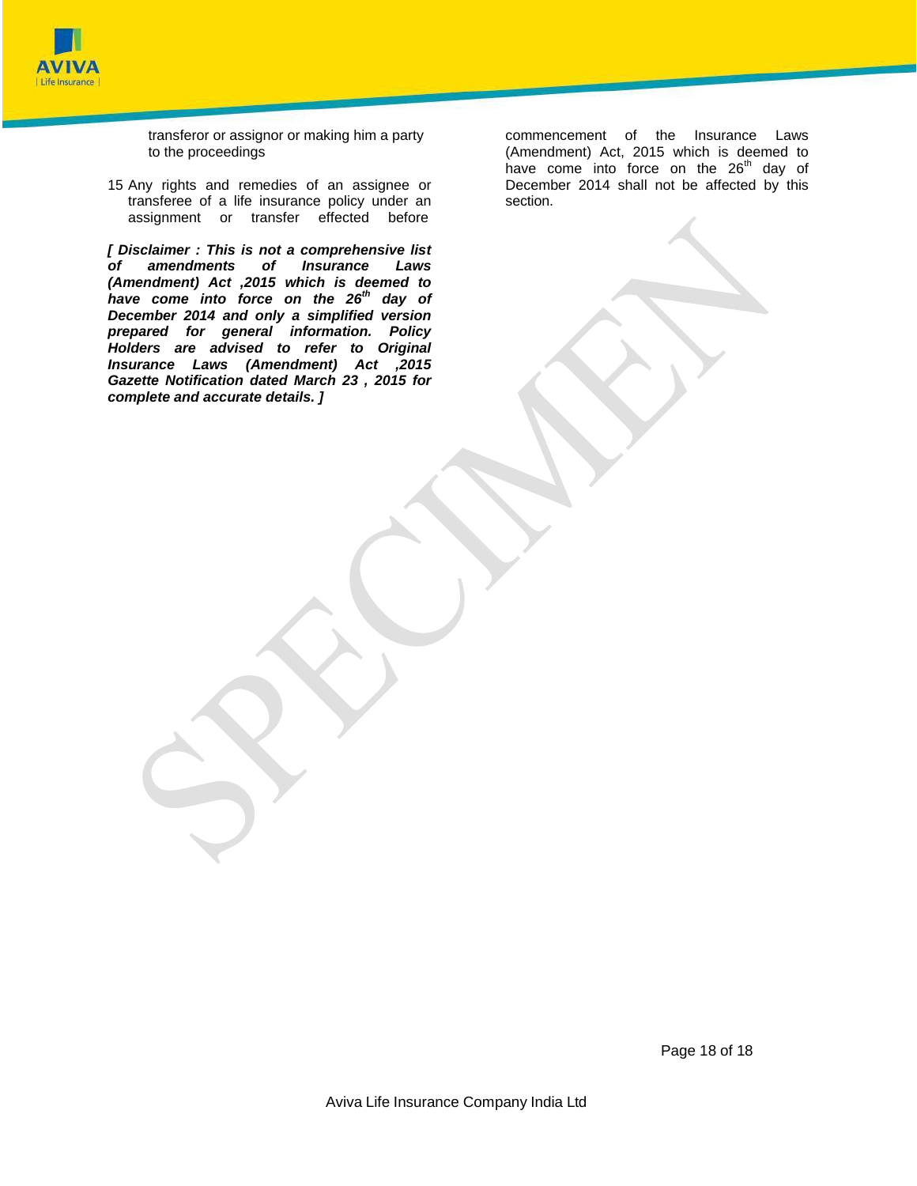transferor or assignor or making him a party to the proceedings

15 Any rights and remedies of an assignee or transferee of a life insurance policy under an assignment or transfer effected before commencement of the Insurance Laws (Amendment) Act, 2015 which is deemed to have come into force on the 26th day of December 2014 shall not be affected by this section.

***[ Disclaimer : This is not a comprehensive list of amendments of Insurance Laws (Amendment) Act ,2015 which is deemed to have come into force on the 26th day of December 2014 and only a simplified version prepared for general information. Policy Holders are advised to refer to Original Insurance Laws (Amendment) Act ,2015 Gazette Notification dated March 23 , 2015 for complete and accurate details. ]***